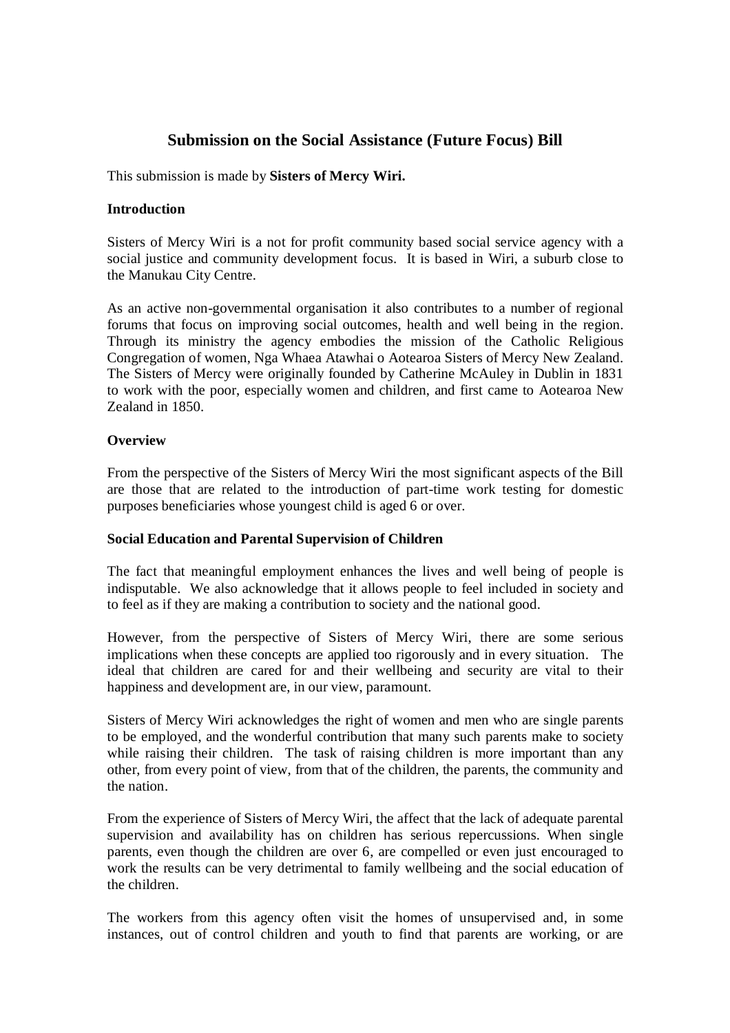# Submission on the Social Assistance (Future Focus) Bill

This submission is made by **Sisters of Mercy Wiri.**

**Introduction**

Sisters of Mercy Wiri is a not for profit community based social service agency with a social justice and community development focus. It is based in Wiri, a suburb close to the Manukau City Centre.

As an active non-governmental organisation it also contributes to a number of regional forums that focus on improving social outcomes, health and well being in the region. Through its ministry the agency embodies the mission of the Catholic Religious Congregation of women, Nga Whaea Atawhai o Aotearoa Sisters of Mercy New Zealand. The Sisters of Mercy were originally founded by Catherine McAuley in Dublin in 1831 to work with the poor, especially women and children, and first came to Aotearoa New Zealand in 1850.

**Overview**

From the perspective of the Sisters of Mercy Wiri the most significant aspects of the Bill are those that are related to the introduction of part-time work testing for domestic purposes beneficiaries whose youngest child is aged 6 or over.

**Social Education and Parental Supervision of Children**

The fact that meaningful employment enhances the lives and well being of people is indisputable. We also acknowledge that it allows people to feel included in society and to feel as if they are making a contribution to society and the national good.

However, from the perspective of Sisters of Mercy Wiri, there are some serious implications when these concepts are applied too rigorously and in every situation. The ideal that children are cared for and their wellbeing and security are vital to their happiness and development are, in our view, paramount.

Sisters of Mercy Wiri acknowledges the right of women and men who are single parents to be employed, and the wonderful contribution that many such parents make to society while raising their children. The task of raising children is more important than any other, from every point of view, from that of the children, the parents, the community and the nation.

From the experience of Sisters of Mercy Wiri, the affect that the lack of adequate parental supervision and availability has on children has serious repercussions. When single parents, even though the children are over 6, are compelled or even just encouraged to work the results can be very detrimental to family wellbeing and the social education of the children.

The workers from this agency often visit the homes of unsupervised and, in some instances, out of control children and youth to find that parents are working, or are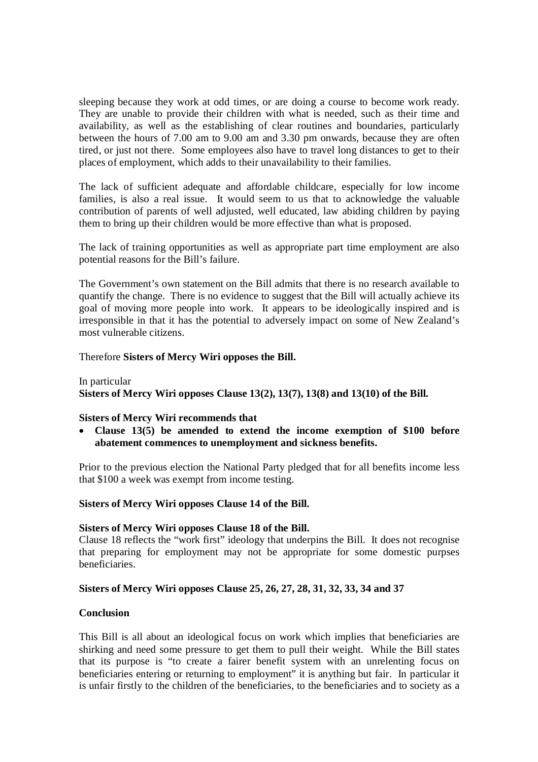sleeping because they work at odd times, or are doing a course to become work ready. They are unable to provide their children with what is needed, such as their time and availability, as well as the establishing of clear routines and boundaries, particularly between the hours of 7.00 am to 9.00 am and 3.30 pm onwards, because they are often tired, or just not there. Some employees also have to travel long distances to get to their places of employment, which adds to their unavailability to their families.

The lack of sufficient adequate and affordable childcare, especially for low income families, is also a real issue. It would seem to us that to acknowledge the valuable contribution of parents of well adjusted, well educated, law abiding children by paying them to bring up their children would be more effective than what is proposed.

The lack of training opportunities as well as appropriate part time employment are also potential reasons for the Bill's failure.

The Government's own statement on the Bill admits that there is no research available to quantify the change. There is no evidence to suggest that the Bill will actually achieve its goal of moving more people into work. It appears to be ideologically inspired and is irresponsible in that it has the potential to adversely impact on some of New Zealand's most vulnerable citizens.

Therefore **Sisters of Mercy Wiri opposes the Bill.**

In particular
**Sisters of Mercy Wiri opposes Clause 13(2), 13(7), 13(8) and 13(10) of the Bill.**

**Sisters of Mercy Wiri recommends that**

- **Clause 13(5) be amended to extend the income exemption of $100 before abatement commences to unemployment and sickness benefits.**

Prior to the previous election the National Party pledged that for all benefits income less that $100 a week was exempt from income testing.

**Sisters of Mercy Wiri opposes Clause 14 of the Bill.**

**Sisters of Mercy Wiri opposes Clause 18 of the Bill.**
Clause 18 reflects the "work first" ideology that underpins the Bill. It does not recognise that preparing for employment may not be appropriate for some domestic purpses beneficiaries.

**Sisters of Mercy Wiri opposes Clause 25, 26, 27, 28, 31, 32, 33, 34 and 37**

**Conclusion**

This Bill is all about an ideological focus on work which implies that beneficiaries are shirking and need some pressure to get them to pull their weight. While the Bill states that its purpose is "to create a fairer benefit system with an unrelenting focus on beneficiaries entering or returning to employment" it is anything but fair. In particular it is unfair firstly to the children of the beneficiaries, to the beneficiaries and to society as a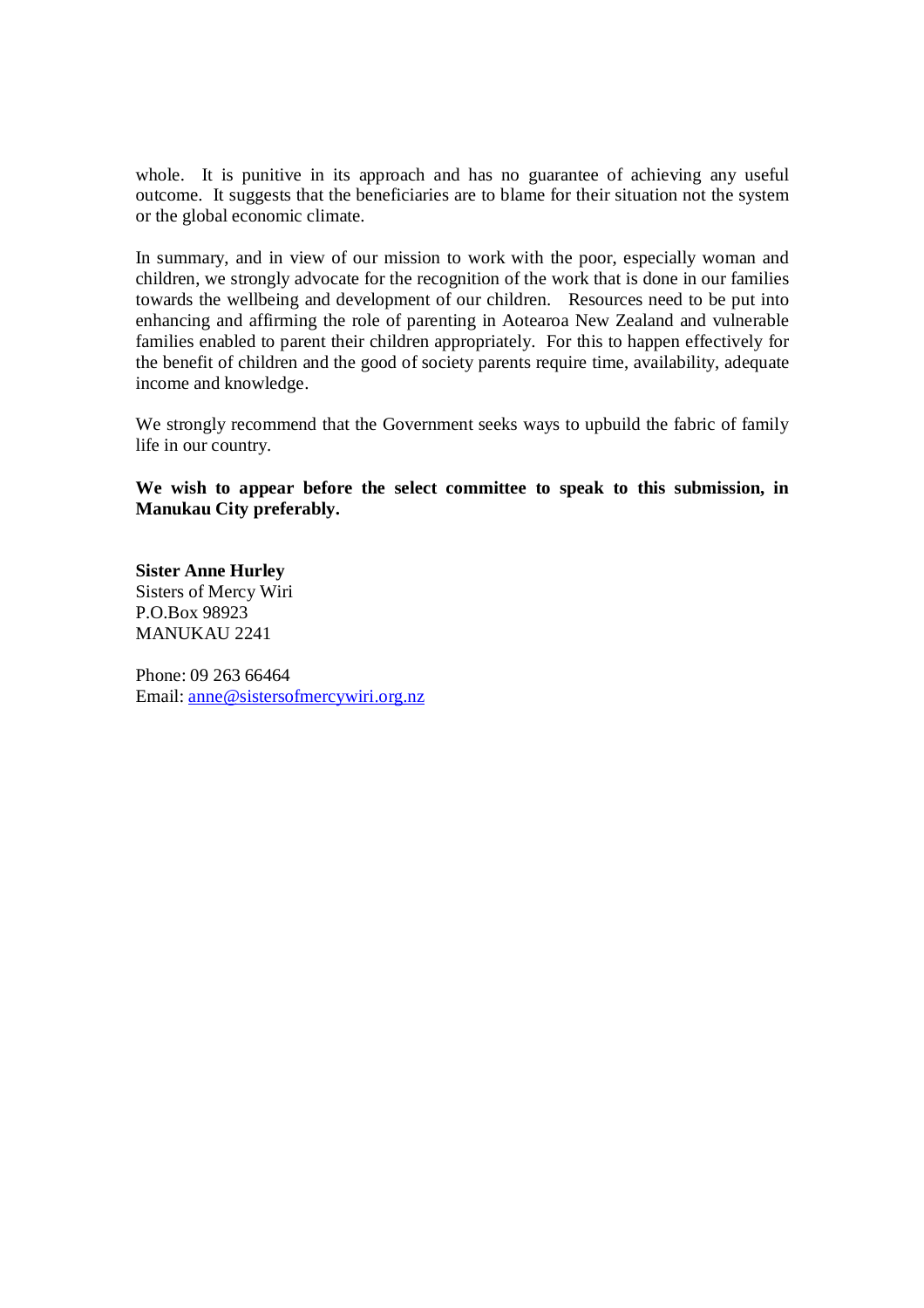whole. It is punitive in its approach and has no guarantee of achieving any useful outcome. It suggests that the beneficiaries are to blame for their situation not the system or the global economic climate.

In summary, and in view of our mission to work with the poor, especially woman and children, we strongly advocate for the recognition of the work that is done in our families towards the wellbeing and development of our children. Resources need to be put into enhancing and affirming the role of parenting in Aotearoa New Zealand and vulnerable families enabled to parent their children appropriately. For this to happen effectively for the benefit of children and the good of society parents require time, availability, adequate income and knowledge.

We strongly recommend that the Government seeks ways to upbuild the fabric of family life in our country.

**We wish to appear before the select committee to speak to this submission, in Manukau City preferably.**

**Sister Anne Hurley**
Sisters of Mercy Wiri
P.O.Box 98923
MANUKAU 2241

Phone: 09 263 66464
Email: anne@sistersofmercywiri.org.nz